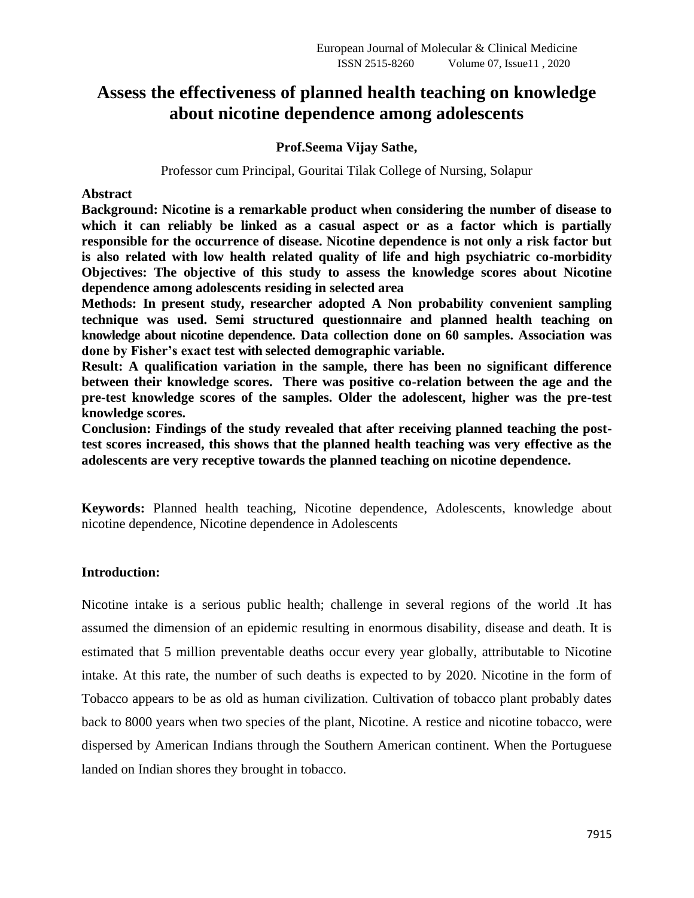# Assess the effectiveness of planned health teaching on knowledge about nicotine dependence among adolescents

**Prof.Seema Vijay Sathe,**

Professor cum Principal, Gouritai Tilak College of Nursing, Solapur

**Abstract**

**Background: Nicotine is a remarkable product when considering the number of disease to which it can reliably be linked as a casual aspect or as a factor which is partially responsible for the occurrence of disease. Nicotine dependence is not only a risk factor but is also related with low health related quality of life and high psychiatric co-morbidity**

**Objectives: The objective of this study to assess the knowledge scores about Nicotine dependence among adolescents residing in selected area**

**Methods: In present study, researcher adopted A Non probability convenient sampling technique was used. Semi structured questionnaire and planned health teaching on knowledge about nicotine dependence. Data collection done on 60 samples. Association was done by Fisher's exact test with selected demographic variable.**

**Result: A qualification variation in the sample, there has been no significant difference between their knowledge scores. There was positive co-relation between the age and the pre-test knowledge scores of the samples. Older the adolescent, higher was the pre-test knowledge scores.**

**Conclusion: Findings of the study revealed that after receiving planned teaching the post-test scores increased, this shows that the planned health teaching was very effective as the adolescents are very receptive towards the planned teaching on nicotine dependence.**

**Keywords:** Planned health teaching, Nicotine dependence, Adolescents, knowledge about nicotine dependence, Nicotine dependence in Adolescents

## Introduction:

Nicotine intake is a serious public health; challenge in several regions of the world .It has assumed the dimension of an epidemic resulting in enormous disability, disease and death. It is estimated that 5 million preventable deaths occur every year globally, attributable to Nicotine intake. At this rate, the number of such deaths is expected to by 2020. Nicotine in the form of Tobacco appears to be as old as human civilization. Cultivation of tobacco plant probably dates back to 8000 years when two species of the plant, Nicotine. A restice and nicotine tobacco, were dispersed by American Indians through the Southern American continent. When the Portuguese landed on Indian shores they brought in tobacco.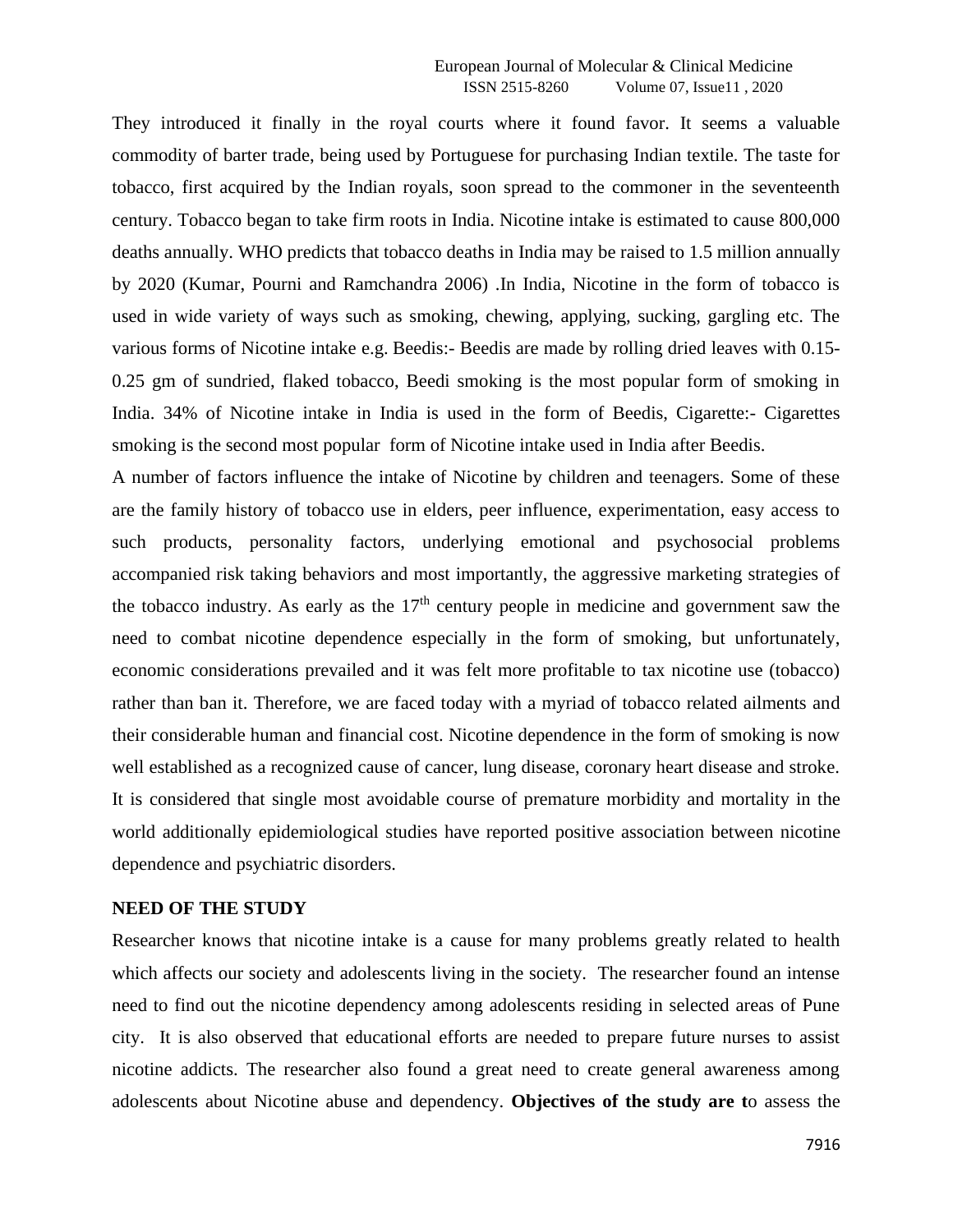They introduced it finally in the royal courts where it found favor. It seems a valuable commodity of barter trade, being used by Portuguese for purchasing Indian textile. The taste for tobacco, first acquired by the Indian royals, soon spread to the commoner in the seventeenth century. Tobacco began to take firm roots in India. Nicotine intake is estimated to cause 800,000 deaths annually. WHO predicts that tobacco deaths in India may be raised to 1.5 million annually by 2020 (Kumar, Pourni and Ramchandra 2006) .In India, Nicotine in the form of tobacco is used in wide variety of ways such as smoking, chewing, applying, sucking, gargling etc. The various forms of Nicotine intake e.g. Beedis:- Beedis are made by rolling dried leaves with 0.15-0.25 gm of sundried, flaked tobacco, Beedi smoking is the most popular form of smoking in India. 34% of Nicotine intake in India is used in the form of Beedis, Cigarette:- Cigarettes smoking is the second most popular form of Nicotine intake used in India after Beedis.

A number of factors influence the intake of Nicotine by children and teenagers. Some of these are the family history of tobacco use in elders, peer influence, experimentation, easy access to such products, personality factors, underlying emotional and psychosocial problems accompanied risk taking behaviors and most importantly, the aggressive marketing strategies of the tobacco industry. As early as the 17[th] century people in medicine and government saw the need to combat nicotine dependence especially in the form of smoking, but unfortunately, economic considerations prevailed and it was felt more profitable to tax nicotine use (tobacco) rather than ban it. Therefore, we are faced today with a myriad of tobacco related ailments and their considerable human and financial cost. Nicotine dependence in the form of smoking is now well established as a recognized cause of cancer, lung disease, coronary heart disease and stroke. It is considered that single most avoidable course of premature morbidity and mortality in the world additionally epidemiological studies have reported positive association between nicotine dependence and psychiatric disorders.

## NEED OF THE STUDY

Researcher knows that nicotine intake is a cause for many problems greatly related to health which affects our society and adolescents living in the society. The researcher found an intense need to find out the nicotine dependency among adolescents residing in selected areas of Pune city. It is also observed that educational efforts are needed to prepare future nurses to assist nicotine addicts. The researcher also found a great need to create general awareness among adolescents about Nicotine abuse and dependency. **Objectives of the study are t**o assess the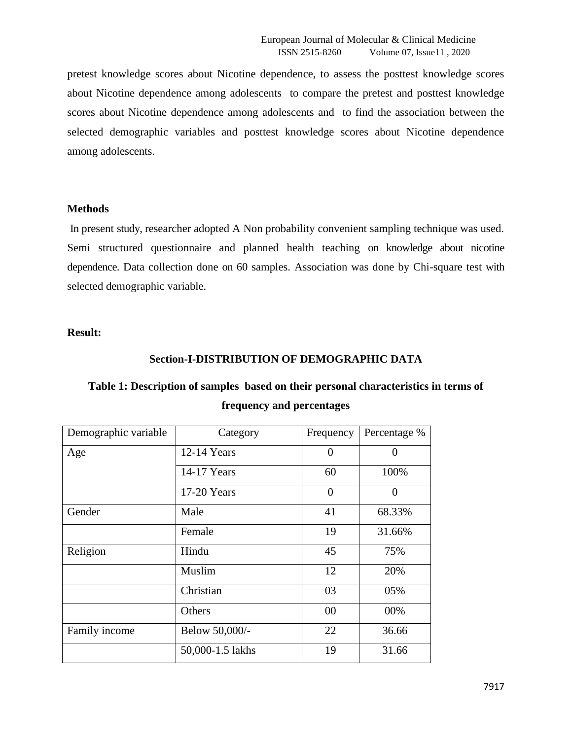pretest knowledge scores about Nicotine dependence, to assess the posttest knowledge scores about Nicotine dependence among adolescents to compare the pretest and posttest knowledge scores about Nicotine dependence among adolescents and to find the association between the selected demographic variables and posttest knowledge scores about Nicotine dependence among adolescents.

**Methods**

In present study, researcher adopted A Non probability convenient sampling technique was used. Semi structured questionnaire and planned health teaching on knowledge about nicotine dependence. Data collection done on 60 samples. Association was done by Chi-square test with selected demographic variable.

**Result:**

### Section-I-DISTRIBUTION OF DEMOGRAPHIC DATA

**Table 1: Description of samples based on their personal characteristics in terms of frequency and percentages**

| Demographic variable | Category | Frequency | Percentage % |
|---|---|---|---|
| Age | 12-14 Years | 0 | 0 |
| | 14-17 Years | 60 | 100% |
| | 17-20 Years | 0 | 0 |
| Gender | Male | 41 | 68.33% |
| | Female | 19 | 31.66% |
| Religion | Hindu | 45 | 75% |
| | Muslim | 12 | 20% |
| | Christian | 03 | 05% |
| | Others | 00 | 00% |
| Family income | Below 50,000/- | 22 | 36.66 |
| | 50,000-1.5 lakhs | 19 | 31.66 |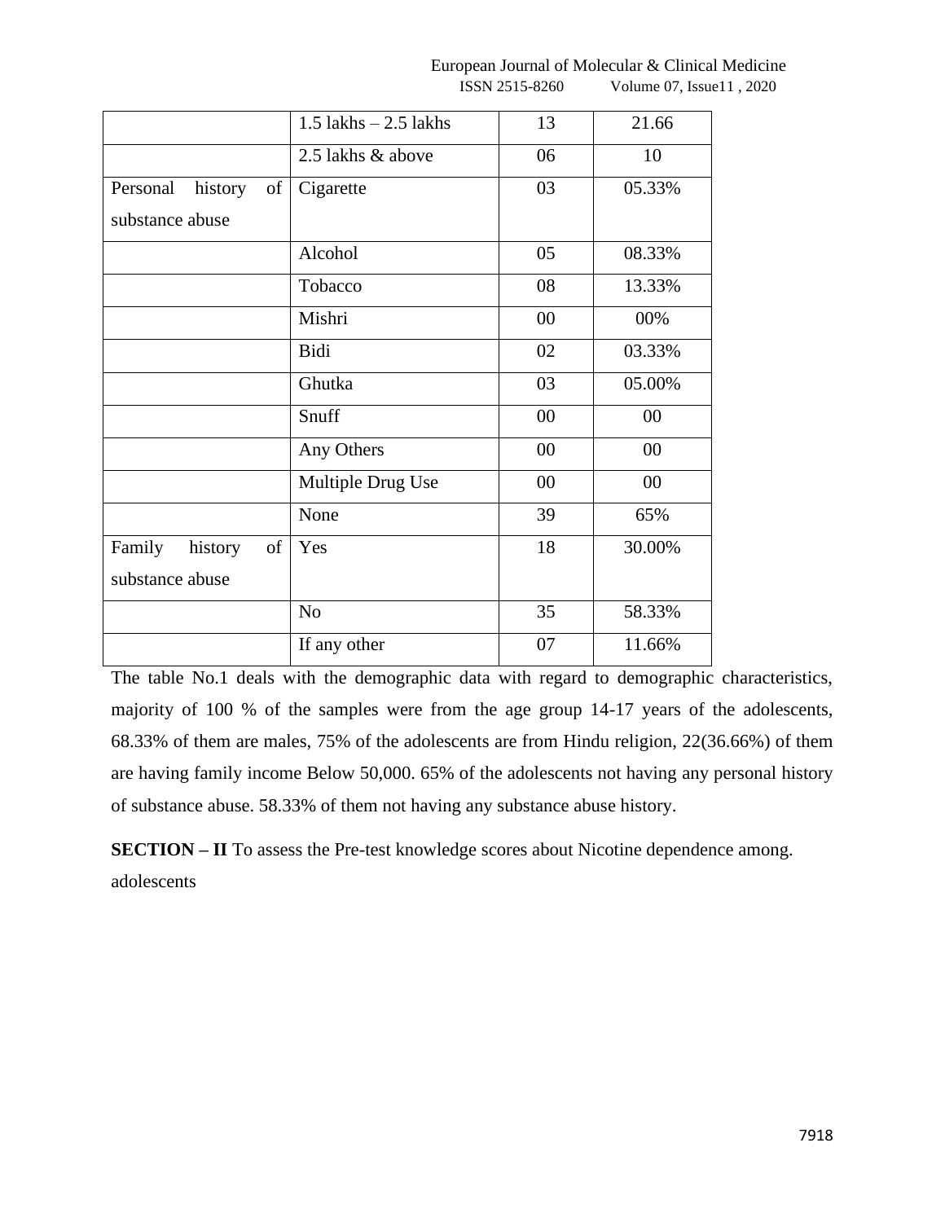|  |  |  |  |
|---|---|---|---|
|  | 1.5 lakhs – 2.5 lakhs | 13 | 21.66 |
|  | 2.5 lakhs & above | 06 | 10 |
| Personal history of substance abuse | Cigarette | 03 | 05.33% |
|  | Alcohol | 05 | 08.33% |
|  | Tobacco | 08 | 13.33% |
|  | Mishri | 00 | 00% |
|  | Bidi | 02 | 03.33% |
|  | Ghutka | 03 | 05.00% |
|  | Snuff | 00 | 00 |
|  | Any Others | 00 | 00 |
|  | Multiple Drug Use | 00 | 00 |
|  | None | 39 | 65% |
| Family history of substance abuse | Yes | 18 | 30.00% |
|  | No | 35 | 58.33% |
|  | If any other | 07 | 11.66% |

The table No.1 deals with the demographic data with regard to demographic characteristics, majority of 100 % of the samples were from the age group 14-17 years of the adolescents, 68.33% of them are males, 75% of the adolescents are from Hindu religion, 22(36.66%) of them are having family income Below 50,000. 65% of the adolescents not having any personal history of substance abuse. 58.33% of them not having any substance abuse history.

**SECTION – II** To assess the Pre-test knowledge scores about Nicotine dependence among. adolescents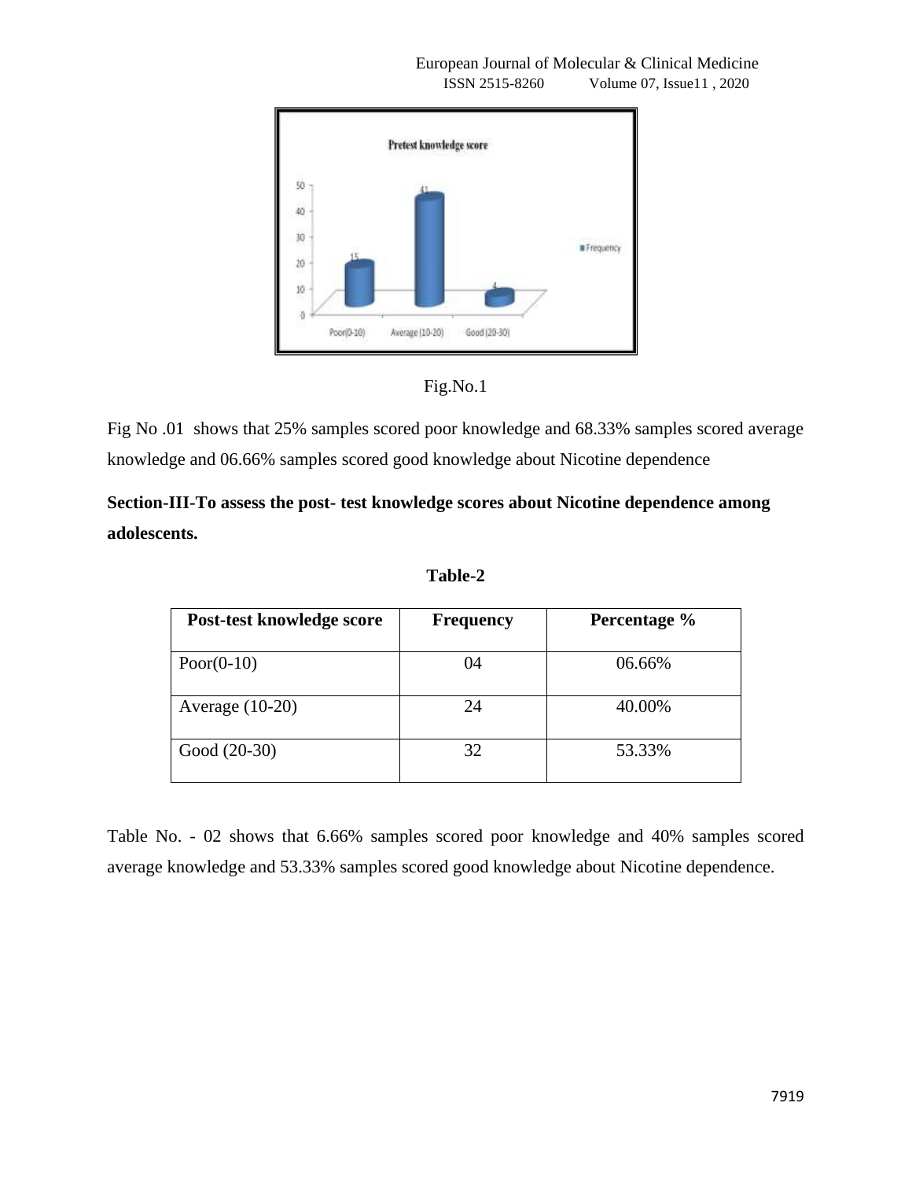Fig.No.1

Fig No .01 shows that 25% samples scored poor knowledge and 68.33% samples scored average knowledge and 06.66% samples scored good knowledge about Nicotine dependence

**Section-III-To assess the post- test knowledge scores about Nicotine dependence among adolescents.**

**Table-2**

| Post-test knowledge score | Frequency | Percentage % |
|---|---|---|
| Poor(0-10) | 04 | 06.66% |
| Average (10-20) | 24 | 40.00% |
| Good (20-30) | 32 | 53.33% |

Table No. - 02 shows that 6.66% samples scored poor knowledge and 40% samples scored average knowledge and 53.33% samples scored good knowledge about Nicotine dependence.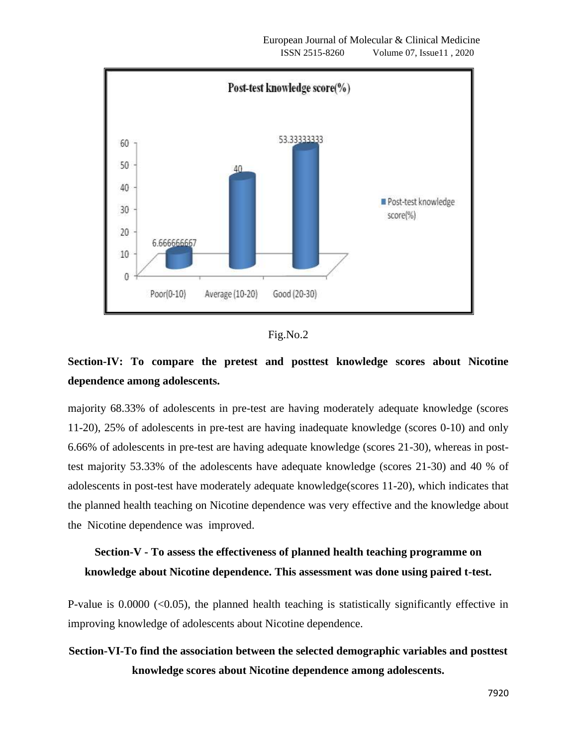Fig.No.2

**Section-IV: To compare the pretest and posttest knowledge scores about Nicotine dependence among adolescents.**

majority 68.33% of adolescents in pre-test are having moderately adequate knowledge (scores 11-20), 25% of adolescents in pre-test are having inadequate knowledge (scores 0-10) and only 6.66% of adolescents in pre-test are having adequate knowledge (scores 21-30), whereas in post-test majority 53.33% of the adolescents have adequate knowledge (scores 21-30) and 40 % of adolescents in post-test have moderately adequate knowledge(scores 11-20), which indicates that the planned health teaching on Nicotine dependence was very effective and the knowledge about the Nicotine dependence was improved.

**Section-V - To assess the effectiveness of planned health teaching programme on knowledge about Nicotine dependence. This assessment was done using paired t-test.**

P-value is 0.0000 (<0.05), the planned health teaching is statistically significantly effective in improving knowledge of adolescents about Nicotine dependence.

**Section-VI-To find the association between the selected demographic variables and posttest knowledge scores about Nicotine dependence among adolescents.**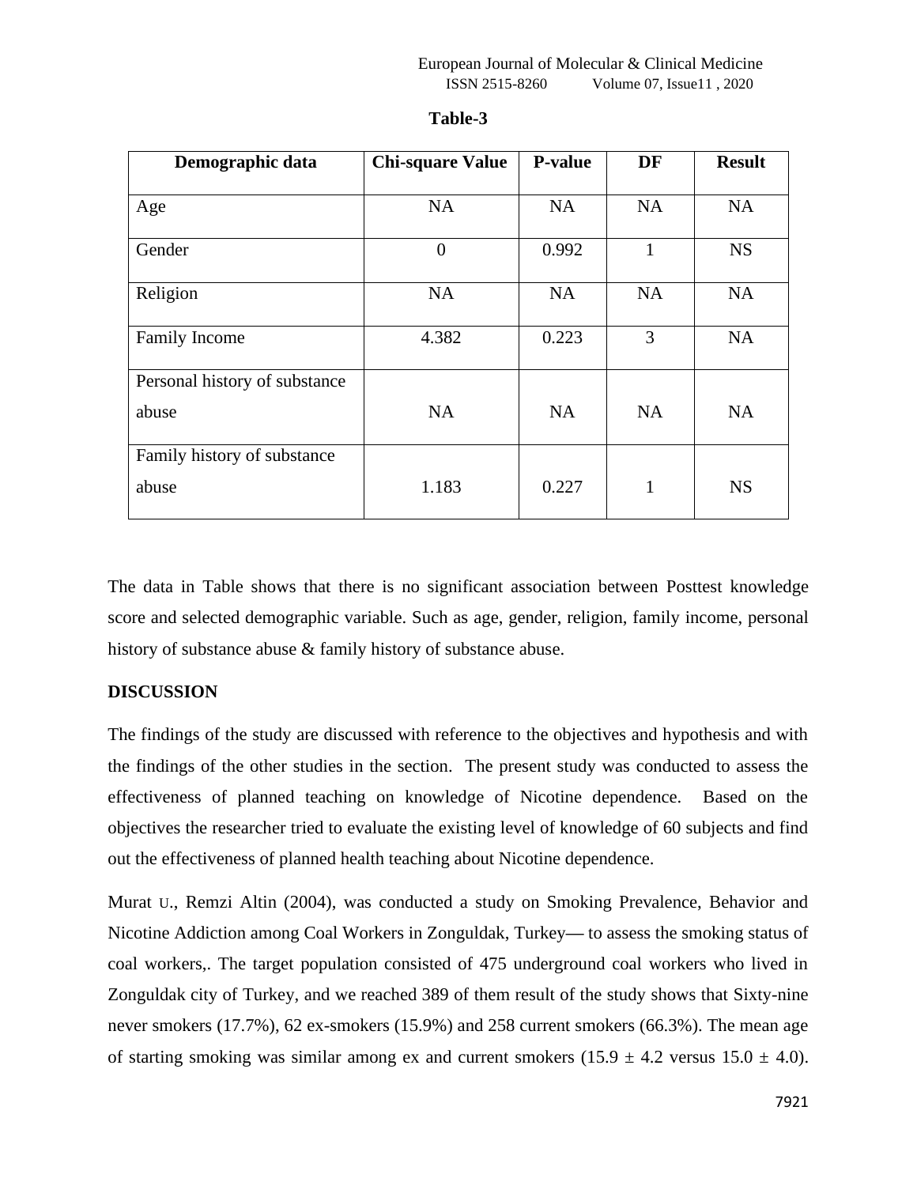**Table-3**

| Demographic data | Chi-square Value | P-value | DF | Result |
|---|---|---|---|---|
| Age | NA | NA | NA | NA |
| Gender | 0 | 0.992 | 1 | NS |
| Religion | NA | NA | NA | NA |
| Family Income | 4.382 | 0.223 | 3 | NA |
| Personal history of substance abuse | NA | NA | NA | NA |
| Family history of substance abuse | 1.183 | 0.227 | 1 | NS |

The data in Table shows that there is no significant association between Posttest knowledge score and selected demographic variable. Such as age, gender, religion, family income, personal history of substance abuse & family history of substance abuse.

## DISCUSSION

The findings of the study are discussed with reference to the objectives and hypothesis and with the findings of the other studies in the section. The present study was conducted to assess the effectiveness of planned teaching on knowledge of Nicotine dependence. Based on the objectives the researcher tried to evaluate the existing level of knowledge of 60 subjects and find out the effectiveness of planned health teaching about Nicotine dependence.

Murat U., Remzi Altin (2004), was conducted a study on Smoking Prevalence, Behavior and Nicotine Addiction among Coal Workers in Zonguldak, Turkey— to assess the smoking status of coal workers,. The target population consisted of 475 underground coal workers who lived in Zonguldak city of Turkey, and we reached 389 of them result of the study shows that Sixty-nine never smokers (17.7%), 62 ex-smokers (15.9%) and 258 current smokers (66.3%). The mean age of starting smoking was similar among ex and current smokers (15.9 ± 4.2 versus 15.0 ± 4.0).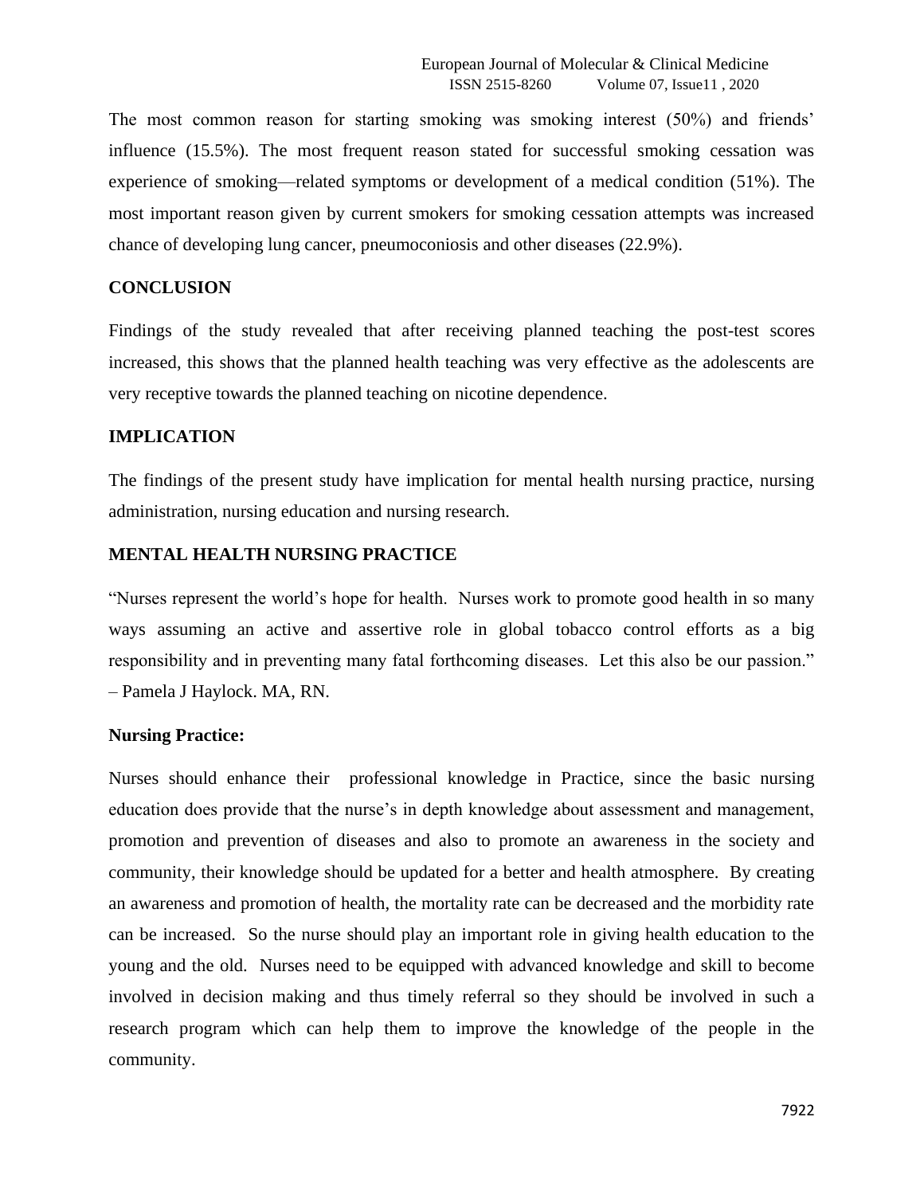The most common reason for starting smoking was smoking interest (50%) and friends' influence (15.5%). The most frequent reason stated for successful smoking cessation was experience of smoking—related symptoms or development of a medical condition (51%). The most important reason given by current smokers for smoking cessation attempts was increased chance of developing lung cancer, pneumoconiosis and other diseases (22.9%).

## CONCLUSION

Findings of the study revealed that after receiving planned teaching the post-test scores increased, this shows that the planned health teaching was very effective as the adolescents are very receptive towards the planned teaching on nicotine dependence.

## IMPLICATION

The findings of the present study have implication for mental health nursing practice, nursing administration, nursing education and nursing research.

## MENTAL HEALTH NURSING PRACTICE

"Nurses represent the world's hope for health. Nurses work to promote good health in so many ways assuming an active and assertive role in global tobacco control efforts as a big responsibility and in preventing many fatal forthcoming diseases. Let this also be our passion." – Pamela J Haylock. MA, RN.

### Nursing Practice:

Nurses should enhance their professional knowledge in Practice, since the basic nursing education does provide that the nurse's in depth knowledge about assessment and management, promotion and prevention of diseases and also to promote an awareness in the society and community, their knowledge should be updated for a better and health atmosphere. By creating an awareness and promotion of health, the mortality rate can be decreased and the morbidity rate can be increased. So the nurse should play an important role in giving health education to the young and the old. Nurses need to be equipped with advanced knowledge and skill to become involved in decision making and thus timely referral so they should be involved in such a research program which can help them to improve the knowledge of the people in the community.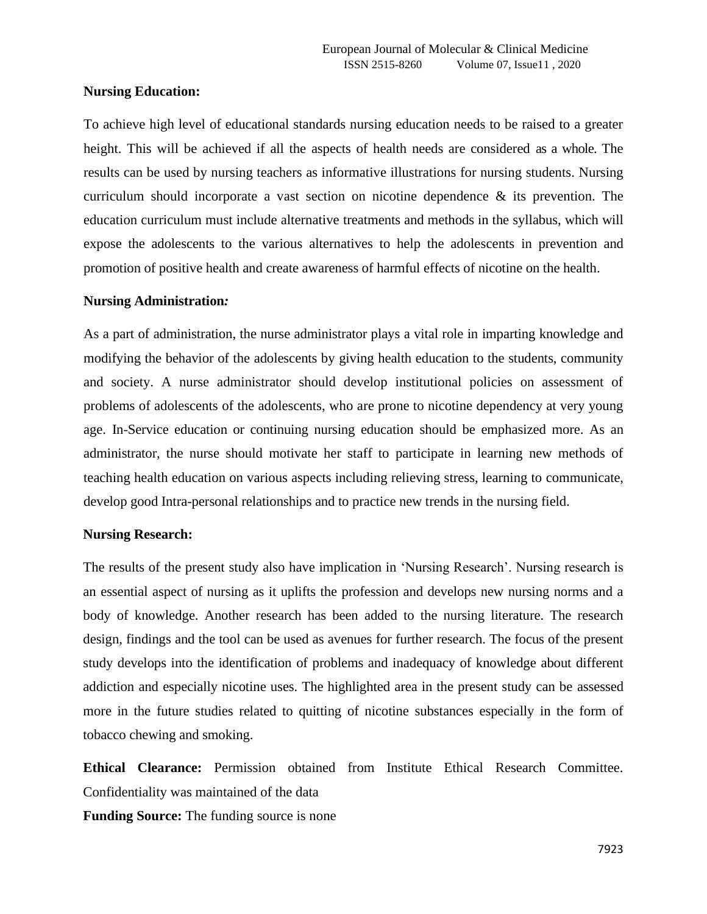**Nursing Education:**

To achieve high level of educational standards nursing education needs to be raised to a greater height. This will be achieved if all the aspects of health needs are considered as a whole. The results can be used by nursing teachers as informative illustrations for nursing students. Nursing curriculum should incorporate a vast section on nicotine dependence & its prevention. The education curriculum must include alternative treatments and methods in the syllabus, which will expose the adolescents to the various alternatives to help the adolescents in prevention and promotion of positive health and create awareness of harmful effects of nicotine on the health.

**Nursing Administration*:***

As a part of administration, the nurse administrator plays a vital role in imparting knowledge and modifying the behavior of the adolescents by giving health education to the students, community and society. A nurse administrator should develop institutional policies on assessment of problems of adolescents of the adolescents, who are prone to nicotine dependency at very young age. In-Service education or continuing nursing education should be emphasized more. As an administrator, the nurse should motivate her staff to participate in learning new methods of teaching health education on various aspects including relieving stress, learning to communicate, develop good Intra-personal relationships and to practice new trends in the nursing field.

**Nursing Research:**

The results of the present study also have implication in 'Nursing Research'. Nursing research is an essential aspect of nursing as it uplifts the profession and develops new nursing norms and a body of knowledge. Another research has been added to the nursing literature. The research design, findings and the tool can be used as avenues for further research. The focus of the present study develops into the identification of problems and inadequacy of knowledge about different addiction and especially nicotine uses. The highlighted area in the present study can be assessed more in the future studies related to quitting of nicotine substances especially in the form of tobacco chewing and smoking.

**Ethical Clearance:** Permission obtained from Institute Ethical Research Committee. Confidentiality was maintained of the data

**Funding Source:** The funding source is none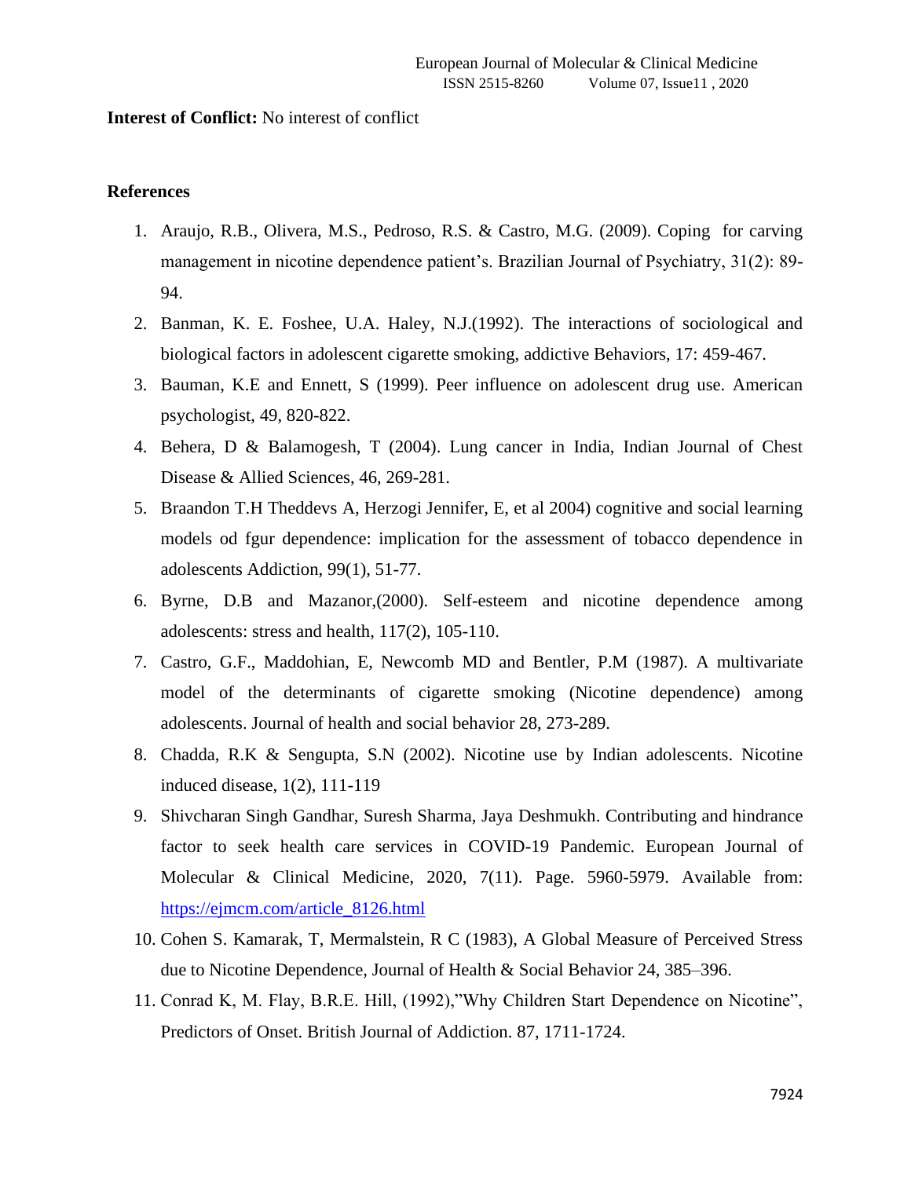**Interest of Conflict:** No interest of conflict

## References

1. Araujo, R.B., Olivera, M.S., Pedroso, R.S. & Castro, M.G. (2009). Coping for carving management in nicotine dependence patient's. Brazilian Journal of Psychiatry, 31(2): 89-94.
2. Banman, K. E. Foshee, U.A. Haley, N.J.(1992). The interactions of sociological and biological factors in adolescent cigarette smoking, addictive Behaviors, 17: 459-467.
3. Bauman, K.E and Ennett, S (1999). Peer influence on adolescent drug use. American psychologist, 49, 820-822.
4. Behera, D & Balamogesh, T (2004). Lung cancer in India, Indian Journal of Chest Disease & Allied Sciences, 46, 269-281.
5. Braandon T.H Theddevs A, Herzogi Jennifer, E, et al 2004) cognitive and social learning models od fgur dependence: implication for the assessment of tobacco dependence in adolescents Addiction, 99(1), 51-77.
6. Byrne, D.B and Mazanor,(2000). Self-esteem and nicotine dependence among adolescents: stress and health, 117(2), 105-110.
7. Castro, G.F., Maddohian, E, Newcomb MD and Bentler, P.M (1987). A multivariate model of the determinants of cigarette smoking (Nicotine dependence) among adolescents. Journal of health and social behavior 28, 273-289.
8. Chadda, R.K & Sengupta, S.N (2002). Nicotine use by Indian adolescents. Nicotine induced disease, 1(2), 111-119
9. Shivcharan Singh Gandhar, Suresh Sharma, Jaya Deshmukh. Contributing and hindrance factor to seek health care services in COVID-19 Pandemic. European Journal of Molecular & Clinical Medicine, 2020, 7(11). Page. 5960-5979. Available from: https://ejmcm.com/article_8126.html
10. Cohen S. Kamarak, T, Mermalstein, R C (1983), A Global Measure of Perceived Stress due to Nicotine Dependence, Journal of Health & Social Behavior 24, 385–396.
11. Conrad K, M. Flay, B.R.E. Hill, (1992),"Why Children Start Dependence on Nicotine", Predictors of Onset. British Journal of Addiction. 87, 1711-1724.